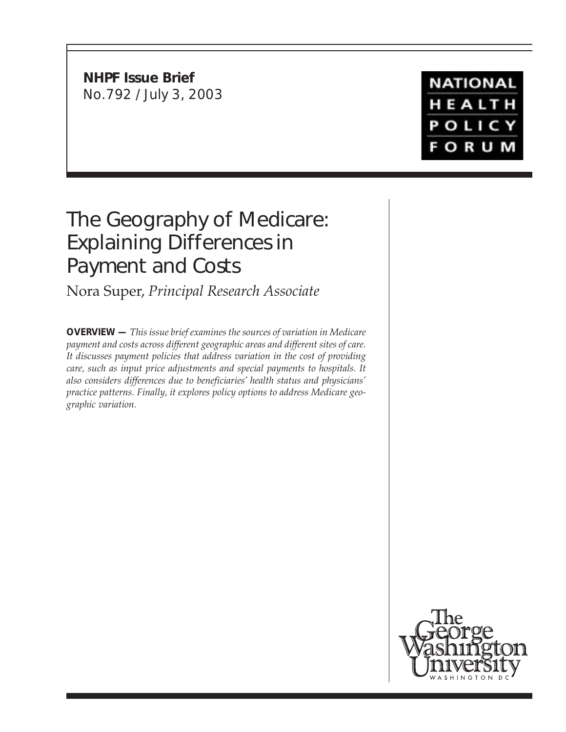**NHPF Issue Brief**
No.792 / July 3, 2003

NATIONAL HEALTH POLICY FORUM

# The Geography of Medicare: Explaining Differences in Payment and Costs

Nora Super, *Principal Research Associate*

**OVERVIEW —** *This issue brief examines the sources of variation in Medicare payment and costs across different geographic areas and different sites of care. It discusses payment policies that address variation in the cost of providing care, such as input price adjustments and special payments to hospitals. It also considers differences due to beneficiaries' health status and physicians' practice patterns. Finally, it explores policy options to address Medicare geographic variation.*

The George Washington University
WASHINGTON DC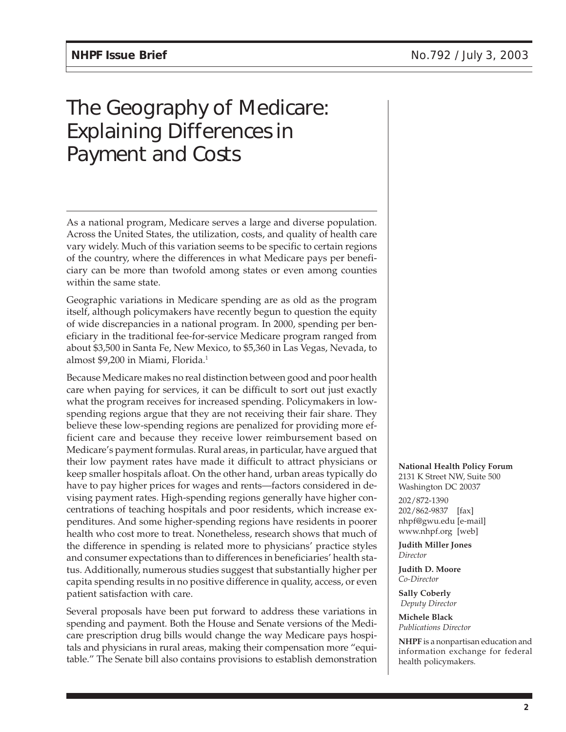# The Geography of Medicare: Explaining Differences in Payment and Costs

As a national program, Medicare serves a large and diverse population. Across the United States, the utilization, costs, and quality of health care vary widely. Much of this variation seems to be specific to certain regions of the country, where the differences in what Medicare pays per beneficiary can be more than twofold among states or even among counties within the same state.

Geographic variations in Medicare spending are as old as the program itself, although policymakers have recently begun to question the equity of wide discrepancies in a national program. In 2000, spending per beneficiary in the traditional fee-for-service Medicare program ranged from about $3,500 in Santa Fe, New Mexico, to $5,360 in Las Vegas, Nevada, to almost $9,200 in Miami, Florida.[1]

Because Medicare makes no real distinction between good and poor health care when paying for services, it can be difficult to sort out just exactly what the program receives for increased spending. Policymakers in low-spending regions argue that they are not receiving their fair share. They believe these low-spending regions are penalized for providing more efficient care and because they receive lower reimbursement based on Medicare's payment formulas. Rural areas, in particular, have argued that their low payment rates have made it difficult to attract physicians or keep smaller hospitals afloat. On the other hand, urban areas typically do have to pay higher prices for wages and rents—factors considered in devising payment rates. High-spending regions generally have higher concentrations of teaching hospitals and poor residents, which increase expenditures. And some higher-spending regions have residents in poorer health who cost more to treat. Nonetheless, research shows that much of the difference in spending is related more to physicians' practice styles and consumer expectations than to differences in beneficiaries' health status. Additionally, numerous studies suggest that substantially higher per capita spending results in no positive difference in quality, access, or even patient satisfaction with care.

Several proposals have been put forward to address these variations in spending and payment. Both the House and Senate versions of the Medicare prescription drug bills would change the way Medicare pays hospitals and physicians in rural areas, making their compensation more "equitable." The Senate bill also contains provisions to establish demonstration

**National Health Policy Forum**
2131 K Street NW, Suite 500
Washington DC 20037

202/872-1390
202/862-9837 [fax]
nhpf@gwu.edu [e-mail]
www.nhpf.org [web]

**Judith Miller Jones**
*Director*

**Judith D. Moore**
*Co-Director*

**Sally Coberly**
*Deputy Director*

**Michele Black**
*Publications Director*

**NHPF** is a nonpartisan education and information exchange for federal health policymakers.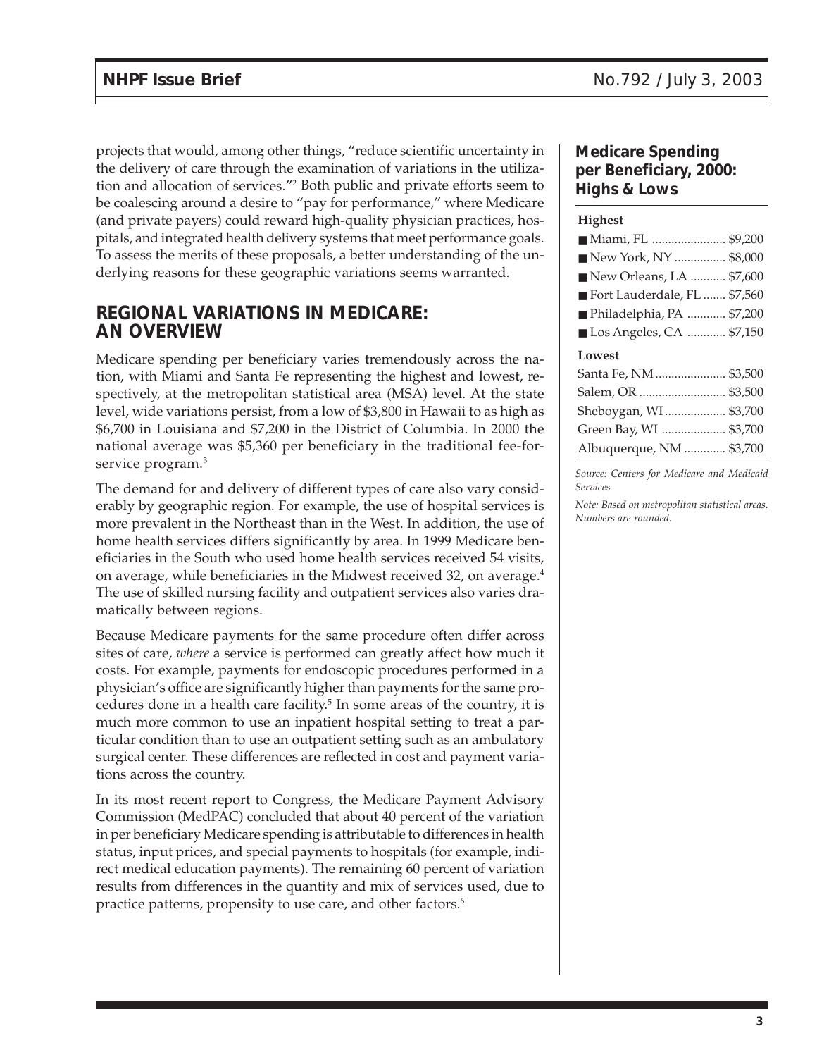projects that would, among other things, "reduce scientific uncertainty in the delivery of care through the examination of variations in the utilization and allocation of services."[2] Both public and private efforts seem to be coalescing around a desire to "pay for performance," where Medicare (and private payers) could reward high-quality physician practices, hospitals, and integrated health delivery systems that meet performance goals. To assess the merits of these proposals, a better understanding of the underlying reasons for these geographic variations seems warranted.

## REGIONAL VARIATIONS IN MEDICARE: AN OVERVIEW

Medicare spending per beneficiary varies tremendously across the nation, with Miami and Santa Fe representing the highest and lowest, respectively, at the metropolitan statistical area (MSA) level. At the state level, wide variations persist, from a low of $3,800 in Hawaii to as high as $6,700 in Louisiana and $7,200 in the District of Columbia. In 2000 the national average was $5,360 per beneficiary in the traditional fee-for-service program.[3]

The demand for and delivery of different types of care also vary considerably by geographic region. For example, the use of hospital services is more prevalent in the Northeast than in the West. In addition, the use of home health services differs significantly by area. In 1999 Medicare beneficiaries in the South who used home health services received 54 visits, on average, while beneficiaries in the Midwest received 32, on average.[4] The use of skilled nursing facility and outpatient services also varies dramatically between regions.

Because Medicare payments for the same procedure often differ across sites of care, *where* a service is performed can greatly affect how much it costs. For example, payments for endoscopic procedures performed in a physician's office are significantly higher than payments for the same procedures done in a health care facility.[5] In some areas of the country, it is much more common to use an inpatient hospital setting to treat a particular condition than to use an outpatient setting such as an ambulatory surgical center. These differences are reflected in cost and payment variations across the country.

In its most recent report to Congress, the Medicare Payment Advisory Commission (MedPAC) concluded that about 40 percent of the variation in per beneficiary Medicare spending is attributable to differences in health status, input prices, and special payments to hospitals (for example, indirect medical education payments). The remaining 60 percent of variation results from differences in the quantity and mix of services used, due to practice patterns, propensity to use care, and other factors.[6]

### Medicare Spending per Beneficiary, 2000: Highs & Lows

| MSA | Spending |
|---|---|
| **Highest** | |
| Miami, FL | $9,200 |
| New York, NY | $8,000 |
| New Orleans, LA | $7,600 |
| Fort Lauderdale, FL | $7,560 |
| Philadelphia, PA | $7,200 |
| Los Angeles, CA | $7,150 |
| **Lowest** | |
| Santa Fe, NM | $3,500 |
| Salem, OR | $3,500 |
| Sheboygan, WI | $3,700 |
| Green Bay, WI | $3,700 |
| Albuquerque, NM | $3,700 |

*Source: Centers for Medicare and Medicaid Services*

*Note: Based on metropolitan statistical areas. Numbers are rounded.*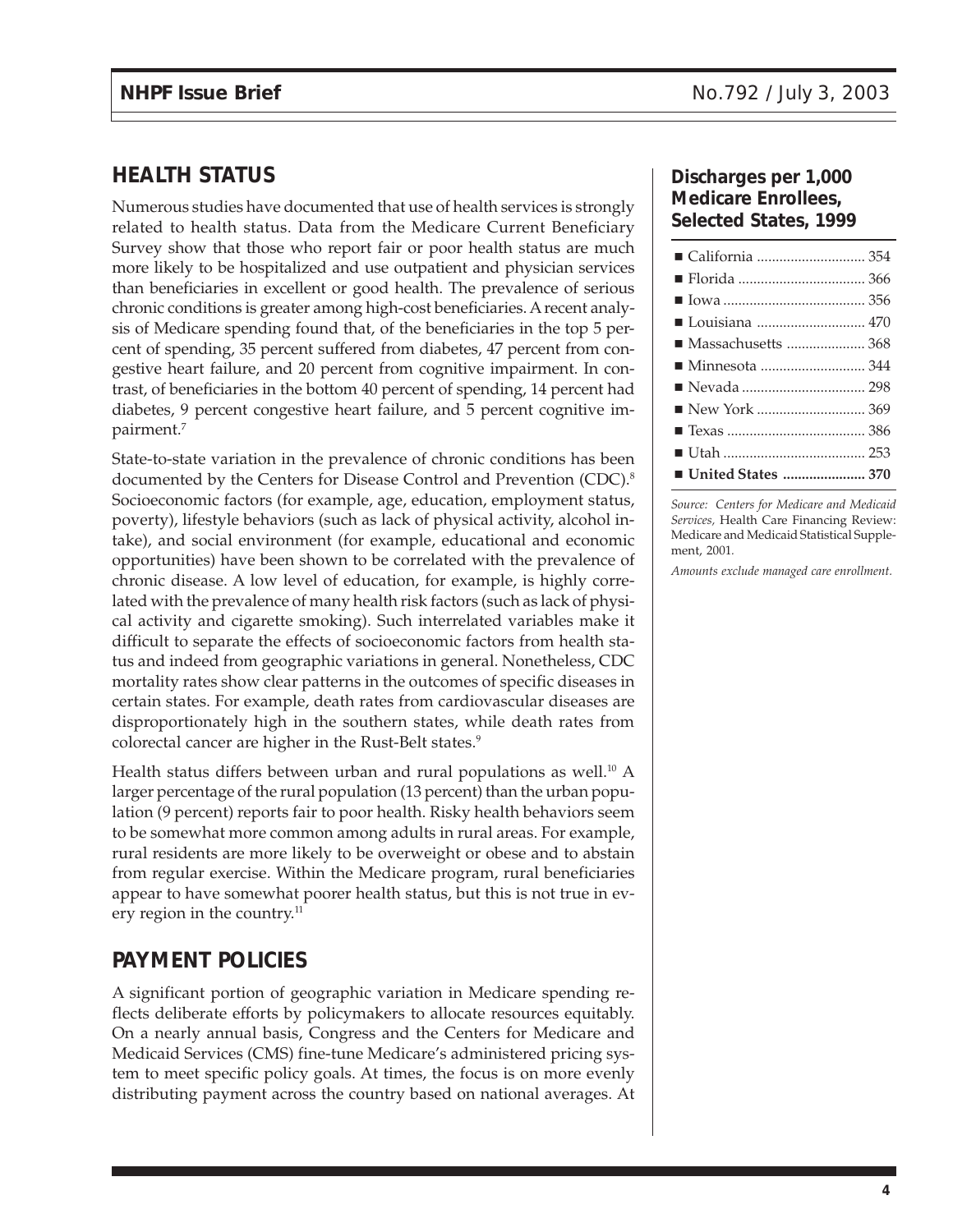## HEALTH STATUS

Numerous studies have documented that use of health services is strongly related to health status. Data from the Medicare Current Beneficiary Survey show that those who report fair or poor health status are much more likely to be hospitalized and use outpatient and physician services than beneficiaries in excellent or good health. The prevalence of serious chronic conditions is greater among high-cost beneficiaries. A recent analysis of Medicare spending found that, of the beneficiaries in the top 5 percent of spending, 35 percent suffered from diabetes, 47 percent from congestive heart failure, and 20 percent from cognitive impairment. In contrast, of beneficiaries in the bottom 40 percent of spending, 14 percent had diabetes, 9 percent congestive heart failure, and 5 percent cognitive impairment.[7]

State-to-state variation in the prevalence of chronic conditions has been documented by the Centers for Disease Control and Prevention (CDC).[8] Socioeconomic factors (for example, age, education, employment status, poverty), lifestyle behaviors (such as lack of physical activity, alcohol intake), and social environment (for example, educational and economic opportunities) have been shown to be correlated with the prevalence of chronic disease. A low level of education, for example, is highly correlated with the prevalence of many health risk factors (such as lack of physical activity and cigarette smoking). Such interrelated variables make it difficult to separate the effects of socioeconomic factors from health status and indeed from geographic variations in general. Nonetheless, CDC mortality rates show clear patterns in the outcomes of specific diseases in certain states. For example, death rates from cardiovascular diseases are disproportionately high in the southern states, while death rates from colorectal cancer are higher in the Rust-Belt states.[9]

Health status differs between urban and rural populations as well.[10] A larger percentage of the rural population (13 percent) than the urban population (9 percent) reports fair to poor health. Risky health behaviors seem to be somewhat more common among adults in rural areas. For example, rural residents are more likely to be overweight or obese and to abstain from regular exercise. Within the Medicare program, rural beneficiaries appear to have somewhat poorer health status, but this is not true in every region in the country.[11]

## PAYMENT POLICIES

A significant portion of geographic variation in Medicare spending reflects deliberate efforts by policymakers to allocate resources equitably. On a nearly annual basis, Congress and the Centers for Medicare and Medicaid Services (CMS) fine-tune Medicare's administered pricing system to meet specific policy goals. At times, the focus is on more evenly distributing payment across the country based on national averages. At

### Discharges per 1,000 Medicare Enrollees, Selected States, 1999

| State | Discharges |
|---|---|
| California | 354 |
| Florida | 366 |
| Iowa | 356 |
| Louisiana | 470 |
| Massachusetts | 368 |
| Minnesota | 344 |
| Nevada | 298 |
| New York | 369 |
| Texas | 386 |
| Utah | 253 |
| **United States** | **370** |

*Source: Centers for Medicare and Medicaid Services,* Health Care Financing Review: Medicare and Medicaid Statistical Supplement, 2001.

*Amounts exclude managed care enrollment.*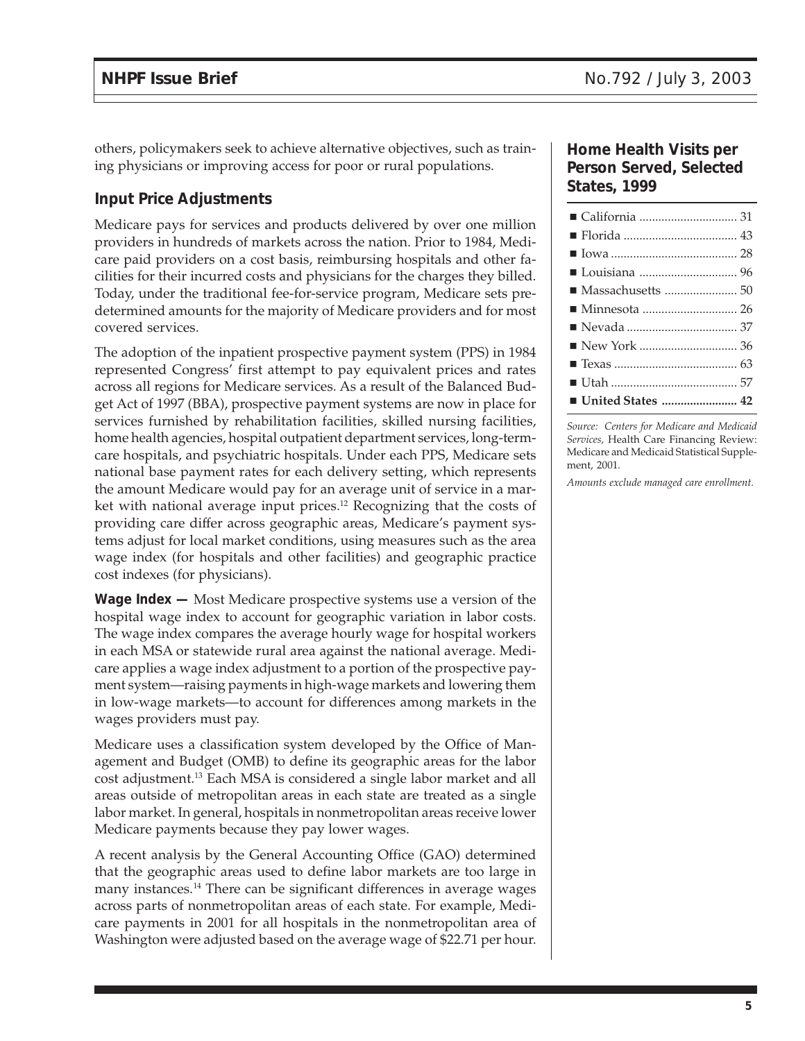others, policymakers seek to achieve alternative objectives, such as training physicians or improving access for poor or rural populations.

### Input Price Adjustments

Medicare pays for services and products delivered by over one million providers in hundreds of markets across the nation. Prior to 1984, Medicare paid providers on a cost basis, reimbursing hospitals and other facilities for their incurred costs and physicians for the charges they billed. Today, under the traditional fee-for-service program, Medicare sets predetermined amounts for the majority of Medicare providers and for most covered services.

The adoption of the inpatient prospective payment system (PPS) in 1984 represented Congress' first attempt to pay equivalent prices and rates across all regions for Medicare services. As a result of the Balanced Budget Act of 1997 (BBA), prospective payment systems are now in place for services furnished by rehabilitation facilities, skilled nursing facilities, home health agencies, hospital outpatient department services, long-term-care hospitals, and psychiatric hospitals. Under each PPS, Medicare sets national base payment rates for each delivery setting, which represents the amount Medicare would pay for an average unit of service in a market with national average input prices.[12] Recognizing that the costs of providing care differ across geographic areas, Medicare's payment systems adjust for local market conditions, using measures such as the area wage index (for hospitals and other facilities) and geographic practice cost indexes (for physicians).

**Wage Index —** Most Medicare prospective systems use a version of the hospital wage index to account for geographic variation in labor costs. The wage index compares the average hourly wage for hospital workers in each MSA or statewide rural area against the national average. Medicare applies a wage index adjustment to a portion of the prospective payment system—raising payments in high-wage markets and lowering them in low-wage markets—to account for differences among markets in the wages providers must pay.

Medicare uses a classification system developed by the Office of Management and Budget (OMB) to define its geographic areas for the labor cost adjustment.[13] Each MSA is considered a single labor market and all areas outside of metropolitan areas in each state are treated as a single labor market. In general, hospitals in nonmetropolitan areas receive lower Medicare payments because they pay lower wages.

A recent analysis by the General Accounting Office (GAO) determined that the geographic areas used to define labor markets are too large in many instances.[14] There can be significant differences in average wages across parts of nonmetropolitan areas of each state. For example, Medicare payments in 2001 for all hospitals in the nonmetropolitan area of Washington were adjusted based on the average wage of $22.71 per hour.

### Home Health Visits per Person Served, Selected States, 1999

| State | Visits |
|---|---|
| California | 31 |
| Florida | 43 |
| Iowa | 28 |
| Louisiana | 96 |
| Massachusetts | 50 |
| Minnesota | 26 |
| Nevada | 37 |
| New York | 36 |
| Texas | 63 |
| Utah | 57 |
| **United States** | **42** |

*Source: Centers for Medicare and Medicaid Services,* Health Care Financing Review: Medicare and Medicaid Statistical Supplement, 2001.

*Amounts exclude managed care enrollment.*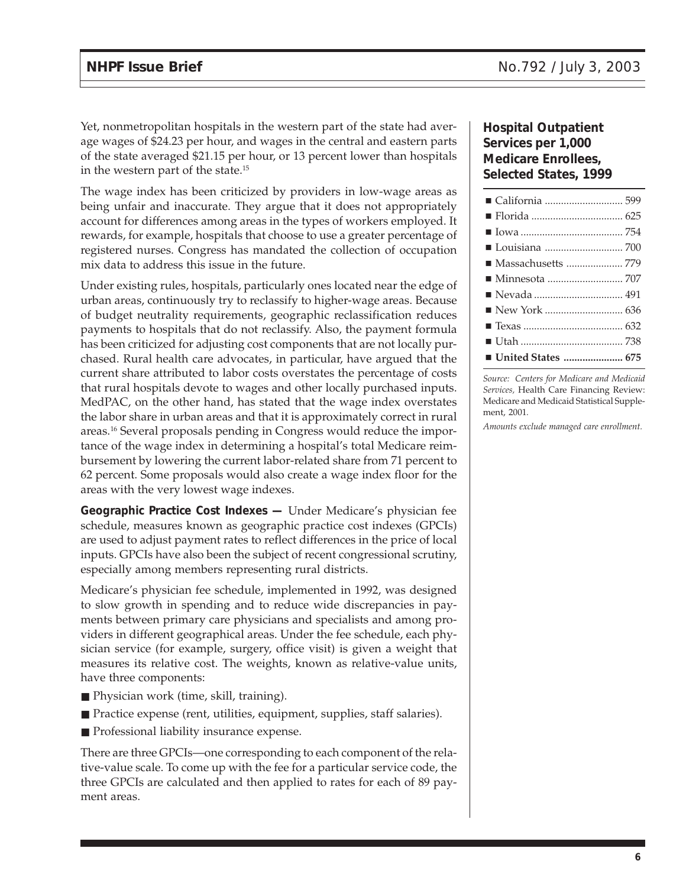Yet, nonmetropolitan hospitals in the western part of the state had average wages of $24.23 per hour, and wages in the central and eastern parts of the state averaged $21.15 per hour, or 13 percent lower than hospitals in the western part of the state.[15]

The wage index has been criticized by providers in low-wage areas as being unfair and inaccurate. They argue that it does not appropriately account for differences among areas in the types of workers employed. It rewards, for example, hospitals that choose to use a greater percentage of registered nurses. Congress has mandated the collection of occupation mix data to address this issue in the future.

Under existing rules, hospitals, particularly ones located near the edge of urban areas, continuously try to reclassify to higher-wage areas. Because of budget neutrality requirements, geographic reclassification reduces payments to hospitals that do not reclassify. Also, the payment formula has been criticized for adjusting cost components that are not locally purchased. Rural health care advocates, in particular, have argued that the current share attributed to labor costs overstates the percentage of costs that rural hospitals devote to wages and other locally purchased inputs. MedPAC, on the other hand, has stated that the wage index overstates the labor share in urban areas and that it is approximately correct in rural areas.[16] Several proposals pending in Congress would reduce the importance of the wage index in determining a hospital's total Medicare reimbursement by lowering the current labor-related share from 71 percent to 62 percent. Some proposals would also create a wage index floor for the areas with the very lowest wage indexes.

**Geographic Practice Cost Indexes —** Under Medicare's physician fee schedule, measures known as geographic practice cost indexes (GPCIs) are used to adjust payment rates to reflect differences in the price of local inputs. GPCIs have also been the subject of recent congressional scrutiny, especially among members representing rural districts.

Medicare's physician fee schedule, implemented in 1992, was designed to slow growth in spending and to reduce wide discrepancies in payments between primary care physicians and specialists and among providers in different geographical areas. Under the fee schedule, each physician service (for example, surgery, office visit) is given a weight that measures its relative cost. The weights, known as relative-value units, have three components:

- Physician work (time, skill, training).
- Practice expense (rent, utilities, equipment, supplies, staff salaries).
- Professional liability insurance expense.

There are three GPCIs—one corresponding to each component of the relative-value scale. To come up with the fee for a particular service code, the three GPCIs are calculated and then applied to rates for each of 89 payment areas.

### Hospital Outpatient Services per 1,000 Medicare Enrollees, Selected States, 1999

| State | Services |
|---|---|
| California | 599 |
| Florida | 625 |
| Iowa | 754 |
| Louisiana | 700 |
| Massachusetts | 779 |
| Minnesota | 707 |
| Nevada | 491 |
| New York | 636 |
| Texas | 632 |
| Utah | 738 |
| **United States** | **675** |

*Source: Centers for Medicare and Medicaid Services,* Health Care Financing Review: Medicare and Medicaid Statistical Supplement, 2001.

*Amounts exclude managed care enrollment.*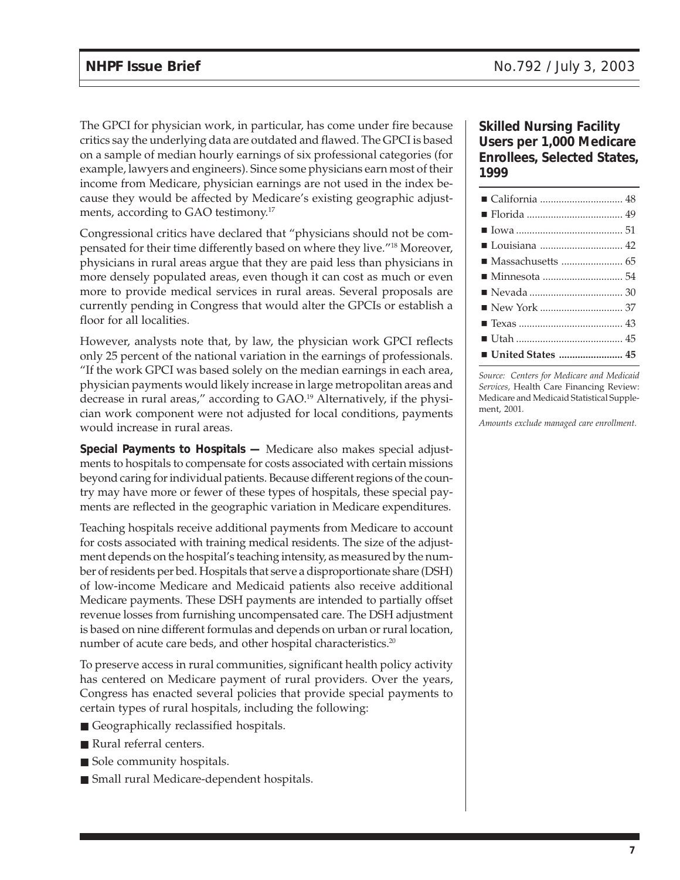The GPCI for physician work, in particular, has come under fire because critics say the underlying data are outdated and flawed. The GPCI is based on a sample of median hourly earnings of six professional categories (for example, lawyers and engineers). Since some physicians earn most of their income from Medicare, physician earnings are not used in the index because they would be affected by Medicare's existing geographic adjustments, according to GAO testimony.[17]

Congressional critics have declared that "physicians should not be compensated for their time differently based on where they live."[18] Moreover, physicians in rural areas argue that they are paid less than physicians in more densely populated areas, even though it can cost as much or even more to provide medical services in rural areas. Several proposals are currently pending in Congress that would alter the GPCIs or establish a floor for all localities.

However, analysts note that, by law, the physician work GPCI reflects only 25 percent of the national variation in the earnings of professionals. "If the work GPCI was based solely on the median earnings in each area, physician payments would likely increase in large metropolitan areas and decrease in rural areas," according to GAO.[19] Alternatively, if the physician work component were not adjusted for local conditions, payments would increase in rural areas.

**Special Payments to Hospitals —** Medicare also makes special adjustments to hospitals to compensate for costs associated with certain missions beyond caring for individual patients. Because different regions of the country may have more or fewer of these types of hospitals, these special payments are reflected in the geographic variation in Medicare expenditures.

Teaching hospitals receive additional payments from Medicare to account for costs associated with training medical residents. The size of the adjustment depends on the hospital's teaching intensity, as measured by the number of residents per bed. Hospitals that serve a disproportionate share (DSH) of low-income Medicare and Medicaid patients also receive additional Medicare payments. These DSH payments are intended to partially offset revenue losses from furnishing uncompensated care. The DSH adjustment is based on nine different formulas and depends on urban or rural location, number of acute care beds, and other hospital characteristics.[20]

To preserve access in rural communities, significant health policy activity has centered on Medicare payment of rural providers. Over the years, Congress has enacted several policies that provide special payments to certain types of rural hospitals, including the following:

- Geographically reclassified hospitals.
- Rural referral centers.
- Sole community hospitals.
- Small rural Medicare-dependent hospitals.

### Skilled Nursing Facility Users per 1,000 Medicare Enrollees, Selected States, 1999

| State | Users |
|---|---|
| California | 48 |
| Florida | 49 |
| Iowa | 51 |
| Louisiana | 42 |
| Massachusetts | 65 |
| Minnesota | 54 |
| Nevada | 30 |
| New York | 37 |
| Texas | 43 |
| Utah | 45 |
| **United States** | **45** |

*Source: Centers for Medicare and Medicaid Services,* Health Care Financing Review: Medicare and Medicaid Statistical Supplement, 2001.

*Amounts exclude managed care enrollment.*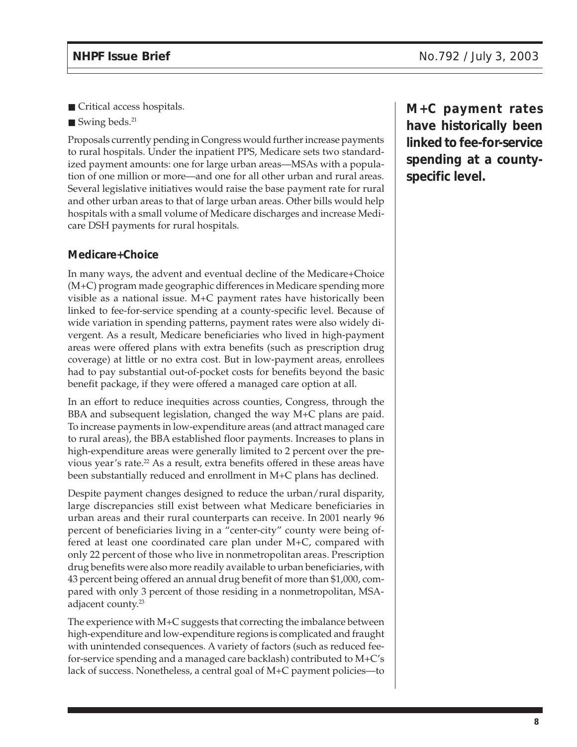- Critical access hospitals.
- Swing beds.[21]

Proposals currently pending in Congress would further increase payments to rural hospitals. Under the inpatient PPS, Medicare sets two standardized payment amounts: one for large urban areas—MSAs with a population of one million or more—and one for all other urban and rural areas. Several legislative initiatives would raise the base payment rate for rural and other urban areas to that of large urban areas. Other bills would help hospitals with a small volume of Medicare discharges and increase Medicare DSH payments for rural hospitals.

**M+C payment rates have historically been linked to fee-for-service spending at a county-specific level.**

### Medicare+Choice

In many ways, the advent and eventual decline of the Medicare+Choice (M+C) program made geographic differences in Medicare spending more visible as a national issue. M+C payment rates have historically been linked to fee-for-service spending at a county-specific level. Because of wide variation in spending patterns, payment rates were also widely divergent. As a result, Medicare beneficiaries who lived in high-payment areas were offered plans with extra benefits (such as prescription drug coverage) at little or no extra cost. But in low-payment areas, enrollees had to pay substantial out-of-pocket costs for benefits beyond the basic benefit package, if they were offered a managed care option at all.

In an effort to reduce inequities across counties, Congress, through the BBA and subsequent legislation, changed the way M+C plans are paid. To increase payments in low-expenditure areas (and attract managed care to rural areas), the BBA established floor payments. Increases to plans in high-expenditure areas were generally limited to 2 percent over the previous year's rate.[22] As a result, extra benefits offered in these areas have been substantially reduced and enrollment in M+C plans has declined.

Despite payment changes designed to reduce the urban/rural disparity, large discrepancies still exist between what Medicare beneficiaries in urban areas and their rural counterparts can receive. In 2001 nearly 96 percent of beneficiaries living in a "center-city" county were being offered at least one coordinated care plan under M+C, compared with only 22 percent of those who live in nonmetropolitan areas. Prescription drug benefits were also more readily available to urban beneficiaries, with 43 percent being offered an annual drug benefit of more than $1,000, compared with only 3 percent of those residing in a nonmetropolitan, MSA-adjacent county.[23]

The experience with M+C suggests that correcting the imbalance between high-expenditure and low-expenditure regions is complicated and fraught with unintended consequences. A variety of factors (such as reduced fee-for-service spending and a managed care backlash) contributed to M+C's lack of success. Nonetheless, a central goal of M+C payment policies—to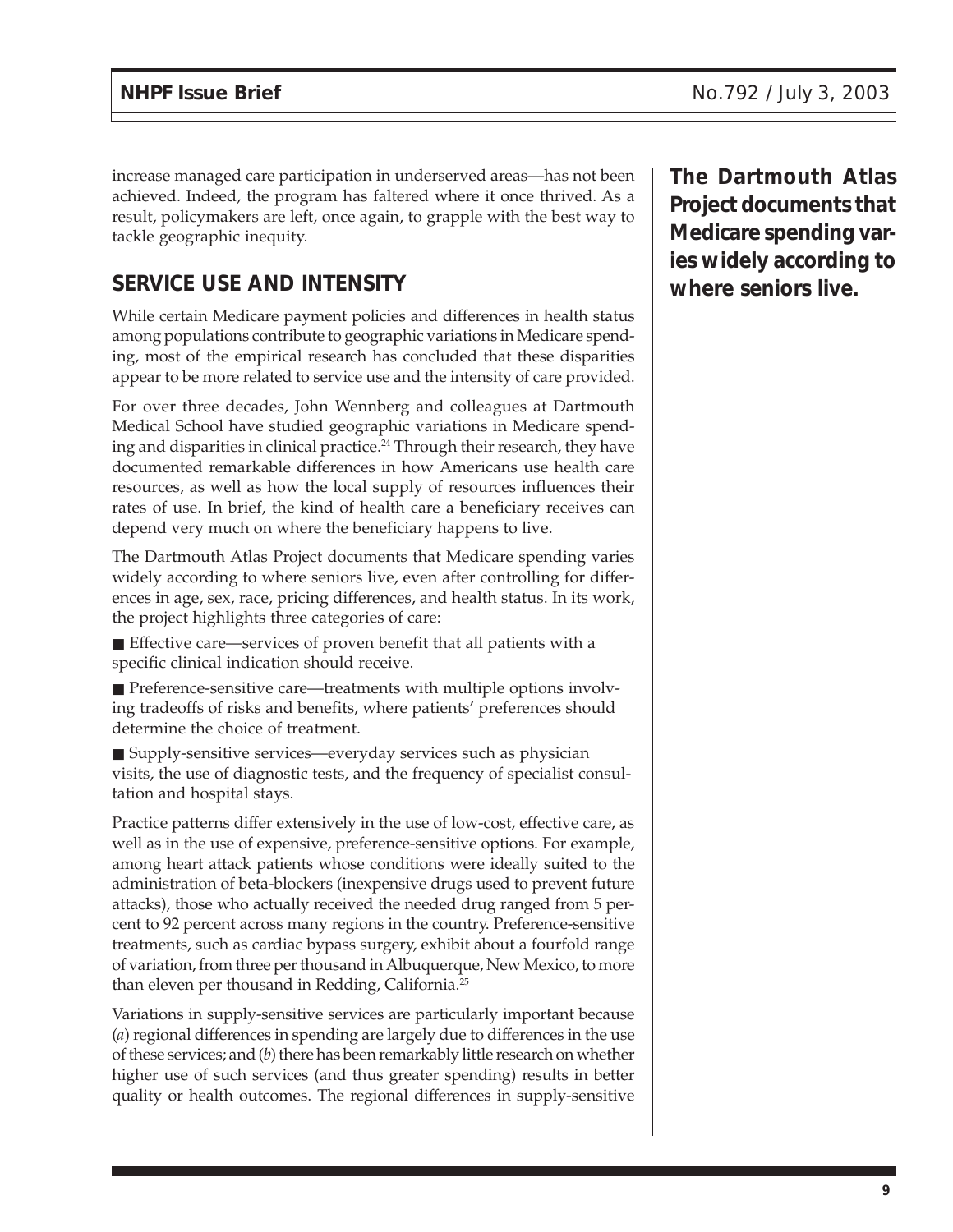increase managed care participation in underserved areas—has not been achieved. Indeed, the program has faltered where it once thrived. As a result, policymakers are left, once again, to grapple with the best way to tackle geographic inequity.

## SERVICE USE AND INTENSITY

While certain Medicare payment policies and differences in health status among populations contribute to geographic variations in Medicare spending, most of the empirical research has concluded that these disparities appear to be more related to service use and the intensity of care provided.

For over three decades, John Wennberg and colleagues at Dartmouth Medical School have studied geographic variations in Medicare spending and disparities in clinical practice.[24] Through their research, they have documented remarkable differences in how Americans use health care resources, as well as how the local supply of resources influences their rates of use. In brief, the kind of health care a beneficiary receives can depend very much on where the beneficiary happens to live.

**The Dartmouth Atlas Project documents that Medicare spending varies widely according to where seniors live.**

The Dartmouth Atlas Project documents that Medicare spending varies widely according to where seniors live, even after controlling for differences in age, sex, race, pricing differences, and health status. In its work, the project highlights three categories of care:

- Effective care—services of proven benefit that all patients with a specific clinical indication should receive.
- Preference-sensitive care—treatments with multiple options involving tradeoffs of risks and benefits, where patients' preferences should determine the choice of treatment.
- Supply-sensitive services—everyday services such as physician visits, the use of diagnostic tests, and the frequency of specialist consultation and hospital stays.

Practice patterns differ extensively in the use of low-cost, effective care, as well as in the use of expensive, preference-sensitive options. For example, among heart attack patients whose conditions were ideally suited to the administration of beta-blockers (inexpensive drugs used to prevent future attacks), those who actually received the needed drug ranged from 5 percent to 92 percent across many regions in the country. Preference-sensitive treatments, such as cardiac bypass surgery, exhibit about a fourfold range of variation, from three per thousand in Albuquerque, New Mexico, to more than eleven per thousand in Redding, California.[25]

Variations in supply-sensitive services are particularly important because (*a*) regional differences in spending are largely due to differences in the use of these services; and (*b*) there has been remarkably little research on whether higher use of such services (and thus greater spending) results in better quality or health outcomes. The regional differences in supply-sensitive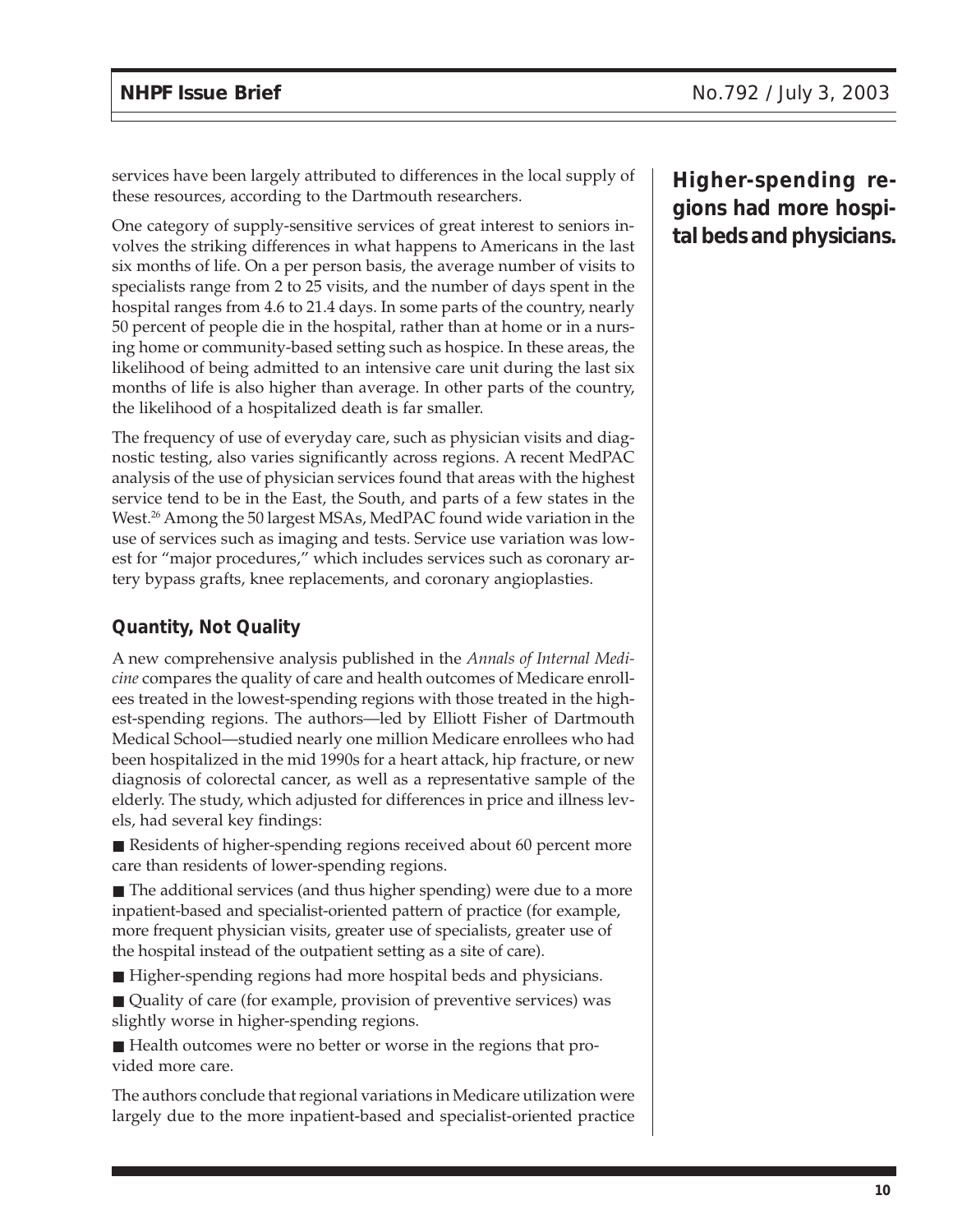services have been largely attributed to differences in the local supply of these resources, according to the Dartmouth researchers.

**Higher-spending regions had more hospital beds and physicians.**

One category of supply-sensitive services of great interest to seniors involves the striking differences in what happens to Americans in the last six months of life. On a per person basis, the average number of visits to specialists range from 2 to 25 visits, and the number of days spent in the hospital ranges from 4.6 to 21.4 days. In some parts of the country, nearly 50 percent of people die in the hospital, rather than at home or in a nursing home or community-based setting such as hospice. In these areas, the likelihood of being admitted to an intensive care unit during the last six months of life is also higher than average. In other parts of the country, the likelihood of a hospitalized death is far smaller.

The frequency of use of everyday care, such as physician visits and diagnostic testing, also varies significantly across regions. A recent MedPAC analysis of the use of physician services found that areas with the highest service tend to be in the East, the South, and parts of a few states in the West.[26] Among the 50 largest MSAs, MedPAC found wide variation in the use of services such as imaging and tests. Service use variation was lowest for "major procedures," which includes services such as coronary artery bypass grafts, knee replacements, and coronary angioplasties.

### Quantity, Not Quality

A new comprehensive analysis published in the *Annals of Internal Medicine* compares the quality of care and health outcomes of Medicare enrollees treated in the lowest-spending regions with those treated in the highest-spending regions. The authors—led by Elliott Fisher of Dartmouth Medical School—studied nearly one million Medicare enrollees who had been hospitalized in the mid 1990s for a heart attack, hip fracture, or new diagnosis of colorectal cancer, as well as a representative sample of the elderly. The study, which adjusted for differences in price and illness levels, had several key findings:

- Residents of higher-spending regions received about 60 percent more care than residents of lower-spending regions.
- The additional services (and thus higher spending) were due to a more inpatient-based and specialist-oriented pattern of practice (for example, more frequent physician visits, greater use of specialists, greater use of the hospital instead of the outpatient setting as a site of care).
- Higher-spending regions had more hospital beds and physicians.
- Quality of care (for example, provision of preventive services) was slightly worse in higher-spending regions.
- Health outcomes were no better or worse in the regions that provided more care.

The authors conclude that regional variations in Medicare utilization were largely due to the more inpatient-based and specialist-oriented practice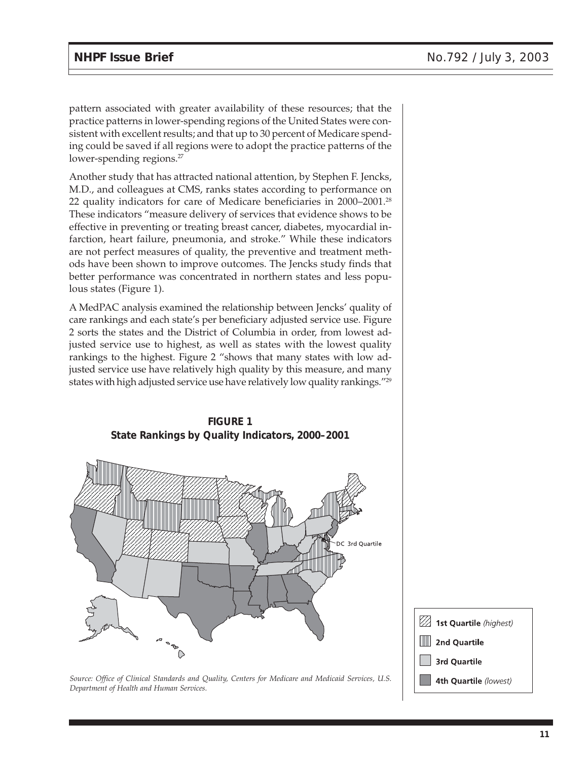pattern associated with greater availability of these resources; that the practice patterns in lower-spending regions of the United States were consistent with excellent results; and that up to 30 percent of Medicare spending could be saved if all regions were to adopt the practice patterns of the lower-spending regions.[27]

Another study that has attracted national attention, by Stephen F. Jencks, M.D., and colleagues at CMS, ranks states according to performance on 22 quality indicators for care of Medicare beneficiaries in 2000–2001.[28] These indicators "measure delivery of services that evidence shows to be effective in preventing or treating breast cancer, diabetes, myocardial infarction, heart failure, pneumonia, and stroke." While these indicators are not perfect measures of quality, the preventive and treatment methods have been shown to improve outcomes. The Jencks study finds that better performance was concentrated in northern states and less populous states (Figure 1).

A MedPAC analysis examined the relationship between Jencks' quality of care rankings and each state's per beneficiary adjusted service use. Figure 2 sorts the states and the District of Columbia in order, from lowest adjusted service use to highest, as well as states with the lowest quality rankings to the highest. Figure 2 "shows that many states with low adjusted service use have relatively high quality by this measure, and many states with high adjusted service use have relatively low quality rankings."[29]

**FIGURE 1**
**State Rankings by Quality Indicators, 2000–2001**

DC 3rd Quartile

- 1st Quartile *(highest)*
- 2nd Quartile
- 3rd Quartile
- 4th Quartile *(lowest)*

*Source: Office of Clinical Standards and Quality, Centers for Medicare and Medicaid Services, U.S. Department of Health and Human Services.*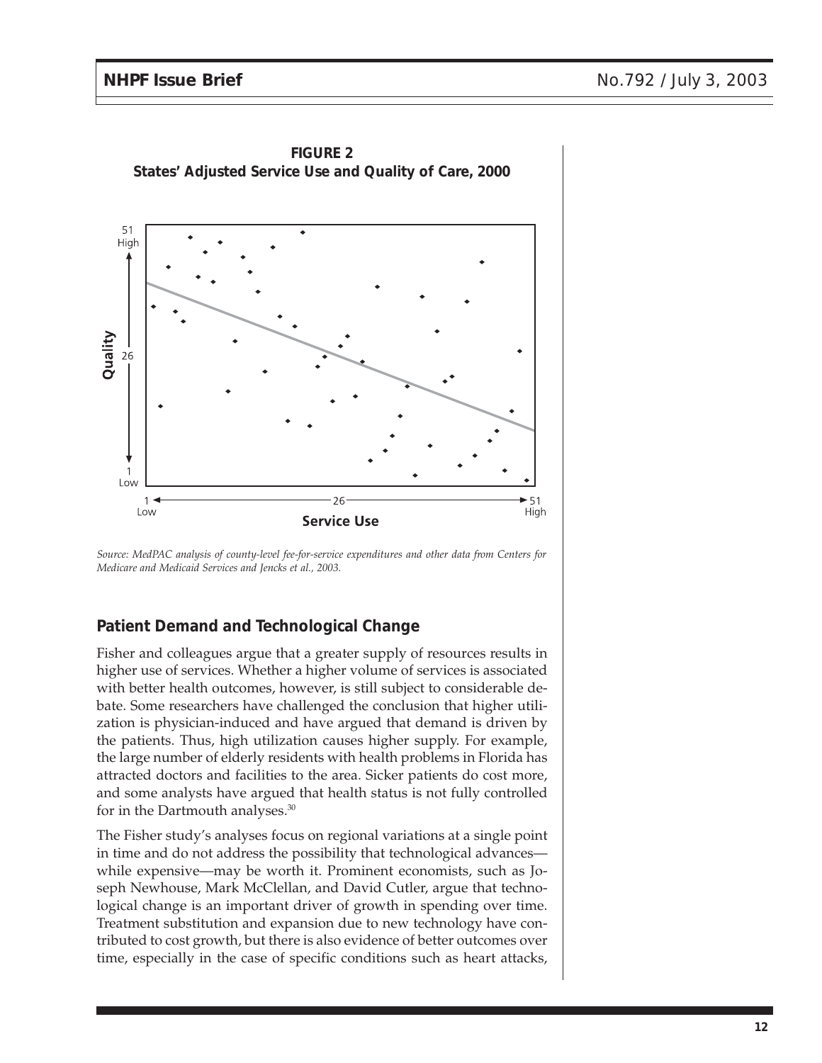**FIGURE 2**
**States' Adjusted Service Use and Quality of Care, 2000**

Source: MedPAC analysis of county-level fee-for-service expenditures and other data from Centers for Medicare and Medicaid Services and Jencks et al., 2003.

## Patient Demand and Technological Change

Fisher and colleagues argue that a greater supply of resources results in higher use of services. Whether a higher volume of services is associated with better health outcomes, however, is still subject to considerable debate. Some researchers have challenged the conclusion that higher utilization is physician-induced and have argued that demand is driven by the patients. Thus, high utilization causes higher supply. For example, the large number of elderly residents with health problems in Florida has attracted doctors and facilities to the area. Sicker patients do cost more, and some analysts have argued that health status is not fully controlled for in the Dartmouth analyses.[30]

The Fisher study's analyses focus on regional variations at a single point in time and do not address the possibility that technological advances—while expensive—may be worth it. Prominent economists, such as Joseph Newhouse, Mark McClellan, and David Cutler, argue that technological change is an important driver of growth in spending over time. Treatment substitution and expansion due to new technology have contributed to cost growth, but there is also evidence of better outcomes over time, especially in the case of specific conditions such as heart attacks,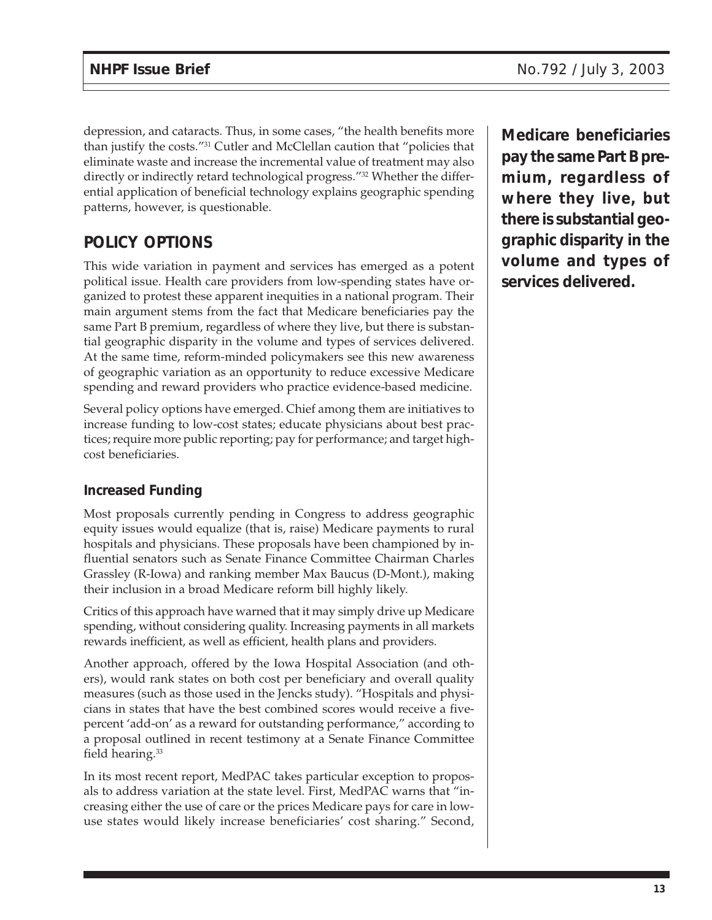depression, and cataracts. Thus, in some cases, "the health benefits more than justify the costs."[31] Cutler and McClellan caution that "policies that eliminate waste and increase the incremental value of treatment may also directly or indirectly retard technological progress."[32] Whether the differential application of beneficial technology explains geographic spending patterns, however, is questionable.

## POLICY OPTIONS

This wide variation in payment and services has emerged as a potent political issue. Health care providers from low-spending states have organized to protest these apparent inequities in a national program. Their main argument stems from the fact that Medicare beneficiaries pay the same Part B premium, regardless of where they live, but there is substantial geographic disparity in the volume and types of services delivered. At the same time, reform-minded policymakers see this new awareness of geographic variation as an opportunity to reduce excessive Medicare spending and reward providers who practice evidence-based medicine.

Several policy options have emerged. Chief among them are initiatives to increase funding to low-cost states; educate physicians about best practices; require more public reporting; pay for performance; and target high-cost beneficiaries.

### Increased Funding

Most proposals currently pending in Congress to address geographic equity issues would equalize (that is, raise) Medicare payments to rural hospitals and physicians. These proposals have been championed by influential senators such as Senate Finance Committee Chairman Charles Grassley (R-Iowa) and ranking member Max Baucus (D-Mont.), making their inclusion in a broad Medicare reform bill highly likely.

Critics of this approach have warned that it may simply drive up Medicare spending, without considering quality. Increasing payments in all markets rewards inefficient, as well as efficient, health plans and providers.

Another approach, offered by the Iowa Hospital Association (and others), would rank states on both cost per beneficiary and overall quality measures (such as those used in the Jencks study). "Hospitals and physicians in states that have the best combined scores would receive a five-percent 'add-on' as a reward for outstanding performance," according to a proposal outlined in recent testimony at a Senate Finance Committee field hearing.[33]

In its most recent report, MedPAC takes particular exception to proposals to address variation at the state level. First, MedPAC warns that "increasing either the use of care or the prices Medicare pays for care in low-use states would likely increase beneficiaries' cost sharing." Second,

**Medicare beneficiaries pay the same Part B premium, regardless of where they live, but there is substantial geographic disparity in the volume and types of services delivered.**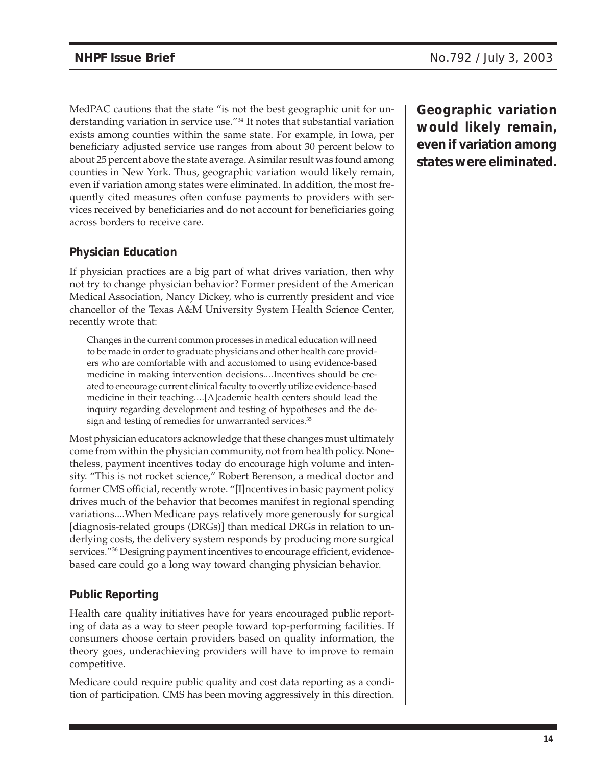MedPAC cautions that the state "is not the best geographic unit for understanding variation in service use."[34] It notes that substantial variation exists among counties within the same state. For example, in Iowa, per beneficiary adjusted service use ranges from about 30 percent below to about 25 percent above the state average. A similar result was found among counties in New York. Thus, geographic variation would likely remain, even if variation among states were eliminated. In addition, the most frequently cited measures often confuse payments to providers with services received by beneficiaries and do not account for beneficiaries going across borders to receive care.

**Geographic variation would likely remain, even if variation among states were eliminated.**

### Physician Education

If physician practices are a big part of what drives variation, then why not try to change physician behavior? Former president of the American Medical Association, Nancy Dickey, who is currently president and vice chancellor of the Texas A&M University System Health Science Center, recently wrote that:

> Changes in the current common processes in medical education will need to be made in order to graduate physicians and other health care providers who are comfortable with and accustomed to using evidence-based medicine in making intervention decisions....Incentives should be created to encourage current clinical faculty to overtly utilize evidence-based medicine in their teaching....[A]cademic health centers should lead the inquiry regarding development and testing of hypotheses and the design and testing of remedies for unwarranted services.[35]

Most physician educators acknowledge that these changes must ultimately come from within the physician community, not from health policy. Nonetheless, payment incentives today do encourage high volume and intensity. "This is not rocket science," Robert Berenson, a medical doctor and former CMS official, recently wrote. "[I]ncentives in basic payment policy drives much of the behavior that becomes manifest in regional spending variations....When Medicare pays relatively more generously for surgical [diagnosis-related groups (DRGs)] than medical DRGs in relation to underlying costs, the delivery system responds by producing more surgical services."[36] Designing payment incentives to encourage efficient, evidence-based care could go a long way toward changing physician behavior.

### Public Reporting

Health care quality initiatives have for years encouraged public reporting of data as a way to steer people toward top-performing facilities. If consumers choose certain providers based on quality information, the theory goes, underachieving providers will have to improve to remain competitive.

Medicare could require public quality and cost data reporting as a condition of participation. CMS has been moving aggressively in this direction.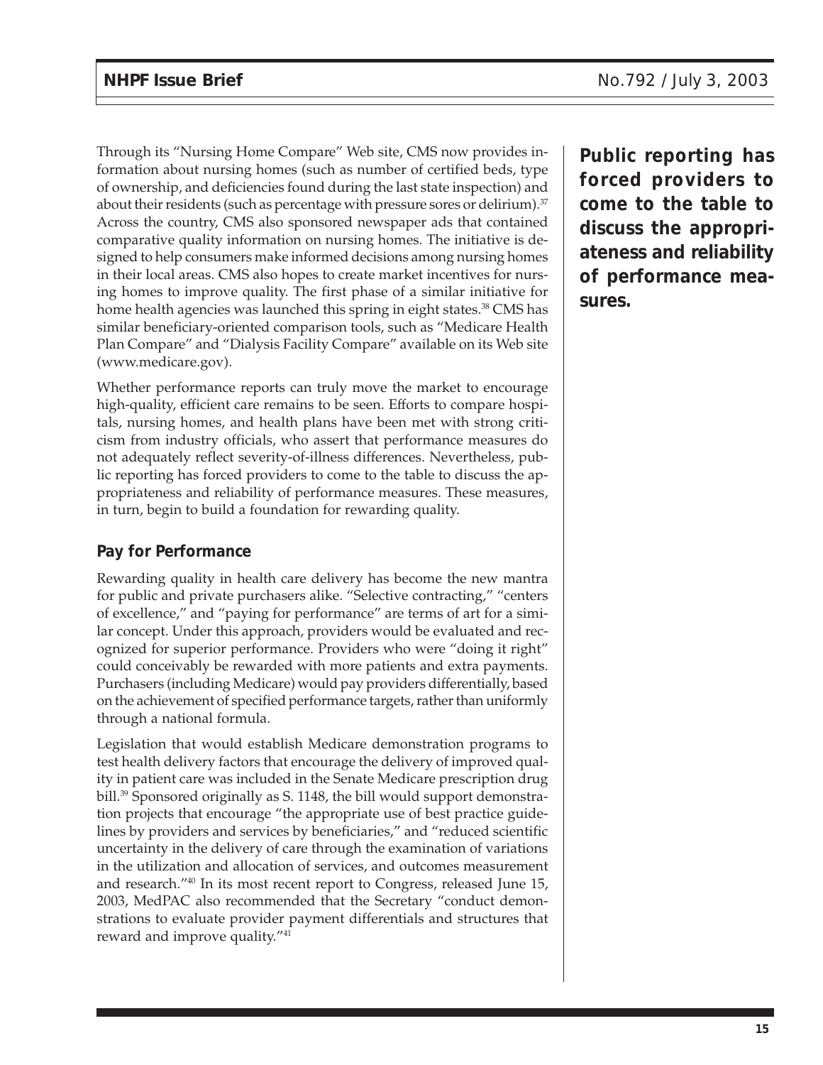Through its "Nursing Home Compare" Web site, CMS now provides information about nursing homes (such as number of certified beds, type of ownership, and deficiencies found during the last state inspection) and about their residents (such as percentage with pressure sores or delirium).[37] Across the country, CMS also sponsored newspaper ads that contained comparative quality information on nursing homes. The initiative is designed to help consumers make informed decisions among nursing homes in their local areas. CMS also hopes to create market incentives for nursing homes to improve quality. The first phase of a similar initiative for home health agencies was launched this spring in eight states.[38] CMS has similar beneficiary-oriented comparison tools, such as "Medicare Health Plan Compare" and "Dialysis Facility Compare" available on its Web site (www.medicare.gov).

Whether performance reports can truly move the market to encourage high-quality, efficient care remains to be seen. Efforts to compare hospitals, nursing homes, and health plans have been met with strong criticism from industry officials, who assert that performance measures do not adequately reflect severity-of-illness differences. Nevertheless, public reporting has forced providers to come to the table to discuss the appropriateness and reliability of performance measures. These measures, in turn, begin to build a foundation for rewarding quality.

**Public reporting has forced providers to come to the table to discuss the appropriateness and reliability of performance measures.**

### Pay for Performance

Rewarding quality in health care delivery has become the new mantra for public and private purchasers alike. "Selective contracting," "centers of excellence," and "paying for performance" are terms of art for a similar concept. Under this approach, providers would be evaluated and recognized for superior performance. Providers who were "doing it right" could conceivably be rewarded with more patients and extra payments. Purchasers (including Medicare) would pay providers differentially, based on the achievement of specified performance targets, rather than uniformly through a national formula.

Legislation that would establish Medicare demonstration programs to test health delivery factors that encourage the delivery of improved quality in patient care was included in the Senate Medicare prescription drug bill.[39] Sponsored originally as S. 1148, the bill would support demonstration projects that encourage "the appropriate use of best practice guidelines by providers and services by beneficiaries," and "reduced scientific uncertainty in the delivery of care through the examination of variations in the utilization and allocation of services, and outcomes measurement and research."[40] In its most recent report to Congress, released June 15, 2003, MedPAC also recommended that the Secretary "conduct demonstrations to evaluate provider payment differentials and structures that reward and improve quality."[41]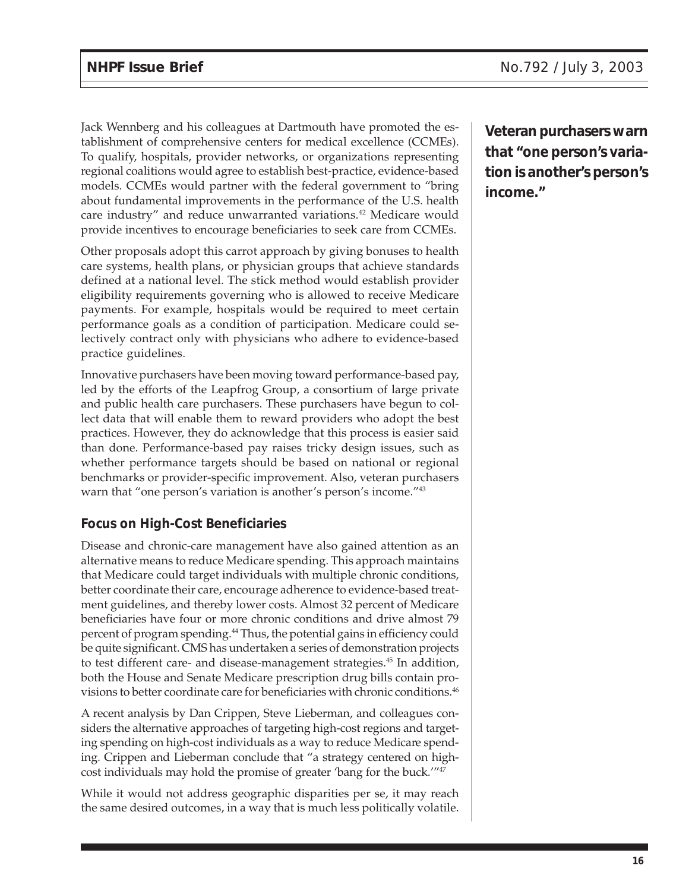Jack Wennberg and his colleagues at Dartmouth have promoted the establishment of comprehensive centers for medical excellence (CCMEs). To qualify, hospitals, provider networks, or organizations representing regional coalitions would agree to establish best-practice, evidence-based models. CCMEs would partner with the federal government to "bring about fundamental improvements in the performance of the U.S. health care industry" and reduce unwarranted variations.[42] Medicare would provide incentives to encourage beneficiaries to seek care from CCMEs.

Other proposals adopt this carrot approach by giving bonuses to health care systems, health plans, or physician groups that achieve standards defined at a national level. The stick method would establish provider eligibility requirements governing who is allowed to receive Medicare payments. For example, hospitals would be required to meet certain performance goals as a condition of participation. Medicare could selectively contract only with physicians who adhere to evidence-based practice guidelines.

Innovative purchasers have been moving toward performance-based pay, led by the efforts of the Leapfrog Group, a consortium of large private and public health care purchasers. These purchasers have begun to collect data that will enable them to reward providers who adopt the best practices. However, they do acknowledge that this process is easier said than done. Performance-based pay raises tricky design issues, such as whether performance targets should be based on national or regional benchmarks or provider-specific improvement. Also, veteran purchasers warn that "one person's variation is another's person's income."[43]

**Veteran purchasers warn that "one person's variation is another's person's income."**

### Focus on High-Cost Beneficiaries

Disease and chronic-care management have also gained attention as an alternative means to reduce Medicare spending. This approach maintains that Medicare could target individuals with multiple chronic conditions, better coordinate their care, encourage adherence to evidence-based treatment guidelines, and thereby lower costs. Almost 32 percent of Medicare beneficiaries have four or more chronic conditions and drive almost 79 percent of program spending.[44] Thus, the potential gains in efficiency could be quite significant. CMS has undertaken a series of demonstration projects to test different care- and disease-management strategies.[45] In addition, both the House and Senate Medicare prescription drug bills contain provisions to better coordinate care for beneficiaries with chronic conditions.[46]

A recent analysis by Dan Crippen, Steve Lieberman, and colleagues considers the alternative approaches of targeting high-cost regions and targeting spending on high-cost individuals as a way to reduce Medicare spending. Crippen and Lieberman conclude that "a strategy centered on high-cost individuals may hold the promise of greater 'bang for the buck.'"[47]

While it would not address geographic disparities per se, it may reach the same desired outcomes, in a way that is much less politically volatile.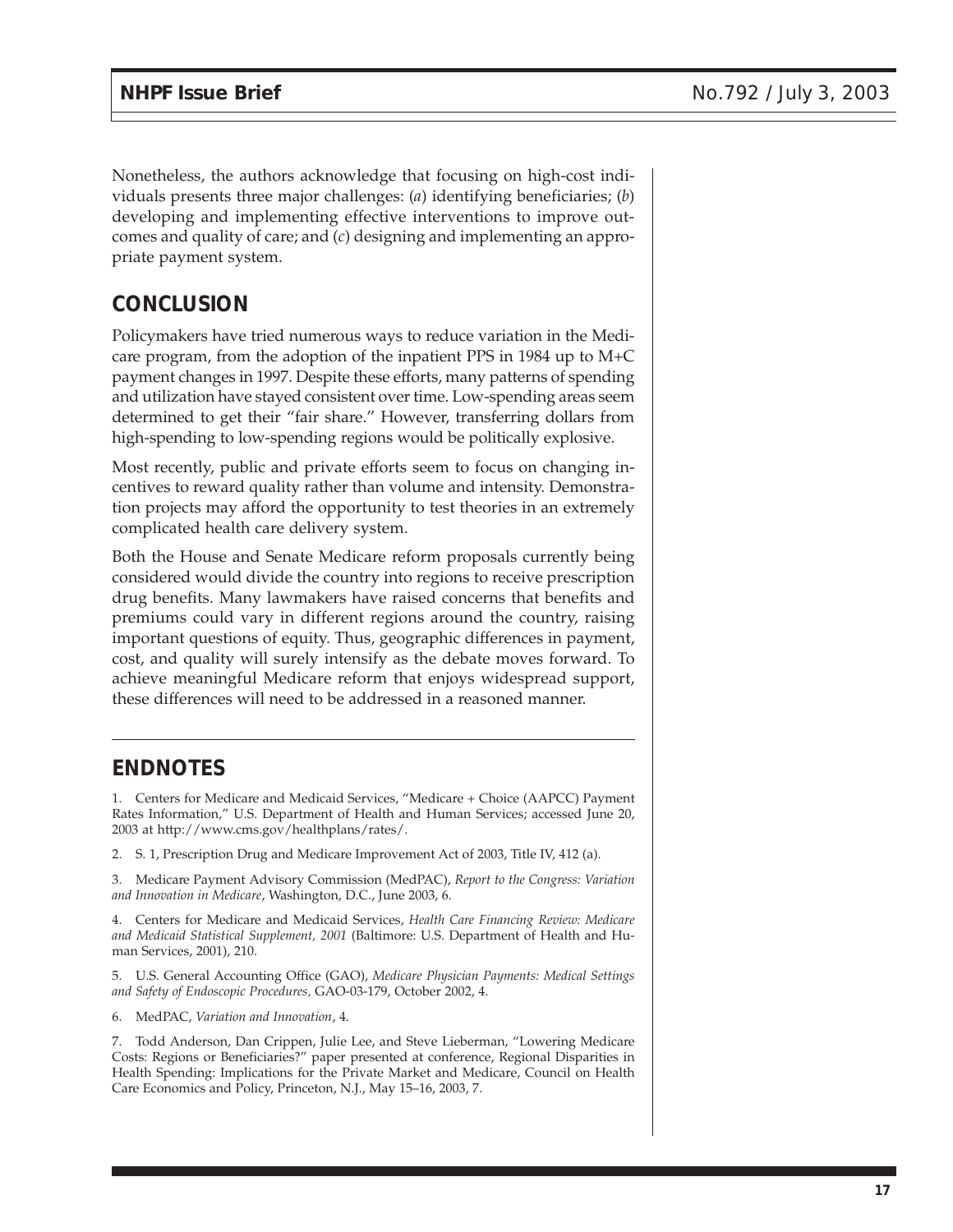Nonetheless, the authors acknowledge that focusing on high-cost individuals presents three major challenges: (*a*) identifying beneficiaries; (*b*) developing and implementing effective interventions to improve outcomes and quality of care; and (*c*) designing and implementing an appropriate payment system.

## CONCLUSION

Policymakers have tried numerous ways to reduce variation in the Medicare program, from the adoption of the inpatient PPS in 1984 up to M+C payment changes in 1997. Despite these efforts, many patterns of spending and utilization have stayed consistent over time. Low-spending areas seem determined to get their "fair share." However, transferring dollars from high-spending to low-spending regions would be politically explosive.

Most recently, public and private efforts seem to focus on changing incentives to reward quality rather than volume and intensity. Demonstration projects may afford the opportunity to test theories in an extremely complicated health care delivery system.

Both the House and Senate Medicare reform proposals currently being considered would divide the country into regions to receive prescription drug benefits. Many lawmakers have raised concerns that benefits and premiums could vary in different regions around the country, raising important questions of equity. Thus, geographic differences in payment, cost, and quality will surely intensify as the debate moves forward. To achieve meaningful Medicare reform that enjoys widespread support, these differences will need to be addressed in a reasoned manner.

## ENDNOTES

1. Centers for Medicare and Medicaid Services, "Medicare + Choice (AAPCC) Payment Rates Information," U.S. Department of Health and Human Services; accessed June 20, 2003 at http://www.cms.gov/healthplans/rates/.

2. S. 1, Prescription Drug and Medicare Improvement Act of 2003, Title IV, 412 (a).

3. Medicare Payment Advisory Commission (MedPAC), *Report to the Congress: Variation and Innovation in Medicare*, Washington, D.C., June 2003, 6.

4. Centers for Medicare and Medicaid Services, *Health Care Financing Review: Medicare and Medicaid Statistical Supplement, 2001* (Baltimore: U.S. Department of Health and Human Services, 2001), 210.

5. U.S. General Accounting Office (GAO), *Medicare Physician Payments: Medical Settings and Safety of Endoscopic Procedures,* GAO-03-179, October 2002, 4.

6. MedPAC, *Variation and Innovation*, 4.

7. Todd Anderson, Dan Crippen, Julie Lee, and Steve Lieberman, "Lowering Medicare Costs: Regions or Beneficiaries?" paper presented at conference, Regional Disparities in Health Spending: Implications for the Private Market and Medicare, Council on Health Care Economics and Policy, Princeton, N.J., May 15–16, 2003, 7.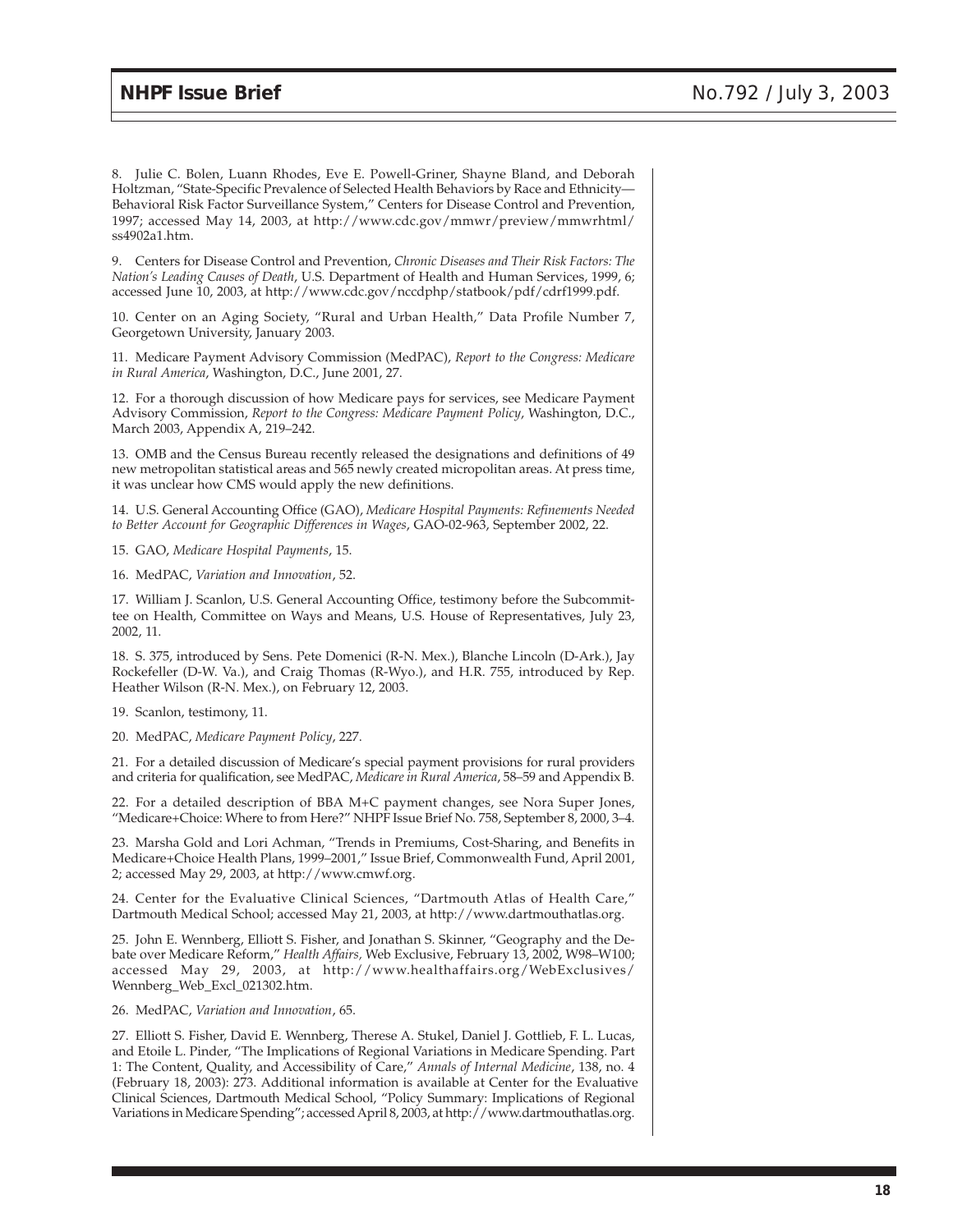8. Julie C. Bolen, Luann Rhodes, Eve E. Powell-Griner, Shayne Bland, and Deborah Holtzman, "State-Specific Prevalence of Selected Health Behaviors by Race and Ethnicity—Behavioral Risk Factor Surveillance System," Centers for Disease Control and Prevention, 1997; accessed May 14, 2003, at http://www.cdc.gov/mmwr/preview/mmwrhtml/ss4902a1.htm.

9. Centers for Disease Control and Prevention, *Chronic Diseases and Their Risk Factors: The Nation's Leading Causes of Death*, U.S. Department of Health and Human Services, 1999, 6; accessed June 10, 2003, at http://www.cdc.gov/nccdphp/statbook/pdf/cdrf1999.pdf.

10. Center on an Aging Society, "Rural and Urban Health," Data Profile Number 7, Georgetown University, January 2003.

11. Medicare Payment Advisory Commission (MedPAC), *Report to the Congress: Medicare in Rural America*, Washington, D.C., June 2001, 27.

12. For a thorough discussion of how Medicare pays for services, see Medicare Payment Advisory Commission, *Report to the Congress: Medicare Payment Policy*, Washington, D.C., March 2003, Appendix A, 219–242.

13. OMB and the Census Bureau recently released the designations and definitions of 49 new metropolitan statistical areas and 565 newly created micropolitan areas. At press time, it was unclear how CMS would apply the new definitions.

14. U.S. General Accounting Office (GAO), *Medicare Hospital Payments: Refinements Needed to Better Account for Geographic Differences in Wages*, GAO-02-963, September 2002, 22.

15. GAO, *Medicare Hospital Payments*, 15.

16. MedPAC, *Variation and Innovation*, 52.

17. William J. Scanlon, U.S. General Accounting Office, testimony before the Subcommittee on Health, Committee on Ways and Means, U.S. House of Representatives, July 23, 2002, 11.

18. S. 375, introduced by Sens. Pete Domenici (R-N. Mex.), Blanche Lincoln (D-Ark.), Jay Rockefeller (D-W. Va.), and Craig Thomas (R-Wyo.), and H.R. 755, introduced by Rep. Heather Wilson (R-N. Mex.), on February 12, 2003.

19. Scanlon, testimony, 11.

20. MedPAC, *Medicare Payment Policy*, 227.

21. For a detailed discussion of Medicare's special payment provisions for rural providers and criteria for qualification, see MedPAC, *Medicare in Rural America*, 58–59 and Appendix B.

22. For a detailed description of BBA M+C payment changes, see Nora Super Jones, "Medicare+Choice: Where to from Here?" NHPF Issue Brief No. 758, September 8, 2000, 3–4.

23. Marsha Gold and Lori Achman, "Trends in Premiums, Cost-Sharing, and Benefits in Medicare+Choice Health Plans, 1999–2001," Issue Brief, Commonwealth Fund, April 2001, 2; accessed May 29, 2003, at http://www.cmwf.org.

24. Center for the Evaluative Clinical Sciences, "Dartmouth Atlas of Health Care," Dartmouth Medical School; accessed May 21, 2003, at http://www.dartmouthatlas.org.

25. John E. Wennberg, Elliott S. Fisher, and Jonathan S. Skinner, "Geography and the Debate over Medicare Reform," *Health Affairs*, Web Exclusive, February 13, 2002, W98–W100; accessed May 29, 2003, at http://www.healthaffairs.org/WebExclusives/Wennberg_Web_Excl_021302.htm.

26. MedPAC, *Variation and Innovation*, 65.

27. Elliott S. Fisher, David E. Wennberg, Therese A. Stukel, Daniel J. Gottlieb, F. L. Lucas, and Etoile L. Pinder, "The Implications of Regional Variations in Medicare Spending. Part 1: The Content, Quality, and Accessibility of Care," *Annals of Internal Medicine*, 138, no. 4 (February 18, 2003): 273. Additional information is available at Center for the Evaluative Clinical Sciences, Dartmouth Medical School, "Policy Summary: Implications of Regional Variations in Medicare Spending"; accessed April 8, 2003, at http://www.dartmouthatlas.org.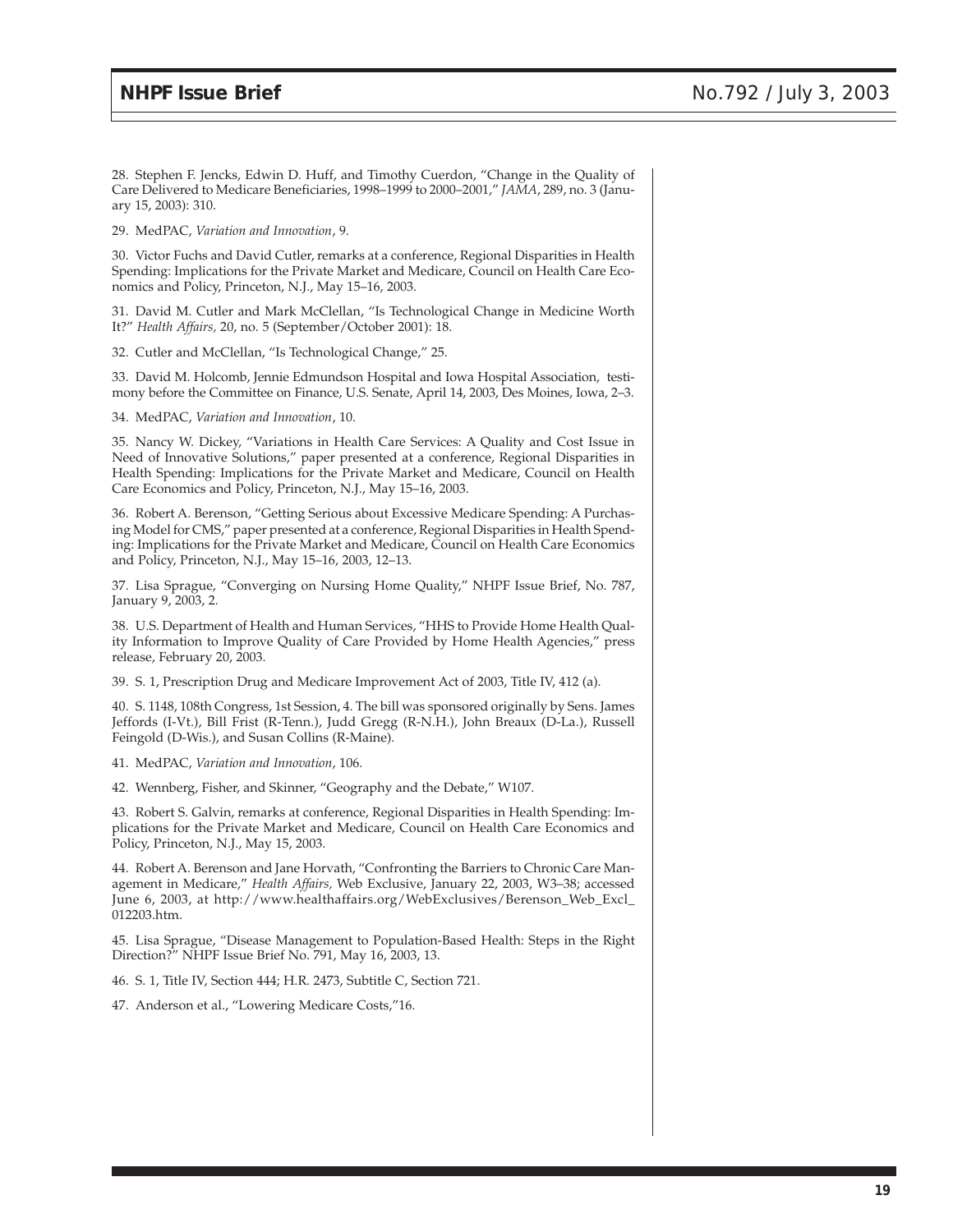28. Stephen F. Jencks, Edwin D. Huff, and Timothy Cuerdon, "Change in the Quality of Care Delivered to Medicare Beneficiaries, 1998–1999 to 2000–2001," *JAMA*, 289, no. 3 (January 15, 2003): 310.

29. MedPAC, *Variation and Innovation*, 9.

30. Victor Fuchs and David Cutler, remarks at a conference, Regional Disparities in Health Spending: Implications for the Private Market and Medicare, Council on Health Care Economics and Policy, Princeton, N.J., May 15–16, 2003.

31. David M. Cutler and Mark McClellan, "Is Technological Change in Medicine Worth It?" *Health Affairs,* 20, no. 5 (September/October 2001): 18.

32. Cutler and McClellan, "Is Technological Change," 25.

33. David M. Holcomb, Jennie Edmundson Hospital and Iowa Hospital Association, testimony before the Committee on Finance, U.S. Senate, April 14, 2003, Des Moines, Iowa, 2–3.

34. MedPAC, *Variation and Innovation*, 10.

35. Nancy W. Dickey, "Variations in Health Care Services: A Quality and Cost Issue in Need of Innovative Solutions," paper presented at a conference, Regional Disparities in Health Spending: Implications for the Private Market and Medicare, Council on Health Care Economics and Policy, Princeton, N.J., May 15–16, 2003.

36. Robert A. Berenson, "Getting Serious about Excessive Medicare Spending: A Purchasing Model for CMS," paper presented at a conference, Regional Disparities in Health Spending: Implications for the Private Market and Medicare, Council on Health Care Economics and Policy, Princeton, N.J., May 15–16, 2003, 12–13.

37. Lisa Sprague, "Converging on Nursing Home Quality," NHPF Issue Brief, No. 787, January 9, 2003, 2.

38. U.S. Department of Health and Human Services, "HHS to Provide Home Health Quality Information to Improve Quality of Care Provided by Home Health Agencies," press release, February 20, 2003.

39. S. 1, Prescription Drug and Medicare Improvement Act of 2003, Title IV, 412 (a).

40. S. 1148, 108th Congress, 1st Session, 4. The bill was sponsored originally by Sens. James Jeffords (I-Vt.), Bill Frist (R-Tenn.), Judd Gregg (R-N.H.), John Breaux (D-La.), Russell Feingold (D-Wis.), and Susan Collins (R-Maine).

41. MedPAC, *Variation and Innovation*, 106.

42. Wennberg, Fisher, and Skinner, "Geography and the Debate," W107.

43. Robert S. Galvin, remarks at conference, Regional Disparities in Health Spending: Implications for the Private Market and Medicare, Council on Health Care Economics and Policy, Princeton, N.J., May 15, 2003.

44. Robert A. Berenson and Jane Horvath, "Confronting the Barriers to Chronic Care Management in Medicare," *Health Affairs,* Web Exclusive, January 22, 2003, W3–38; accessed June 6, 2003, at http://www.healthaffairs.org/WebExclusives/Berenson_Web_Excl_012203.htm.

45. Lisa Sprague, "Disease Management to Population-Based Health: Steps in the Right Direction?" NHPF Issue Brief No. 791, May 16, 2003, 13.

46. S. 1, Title IV, Section 444; H.R. 2473, Subtitle C, Section 721.

47. Anderson et al., "Lowering Medicare Costs,"16.